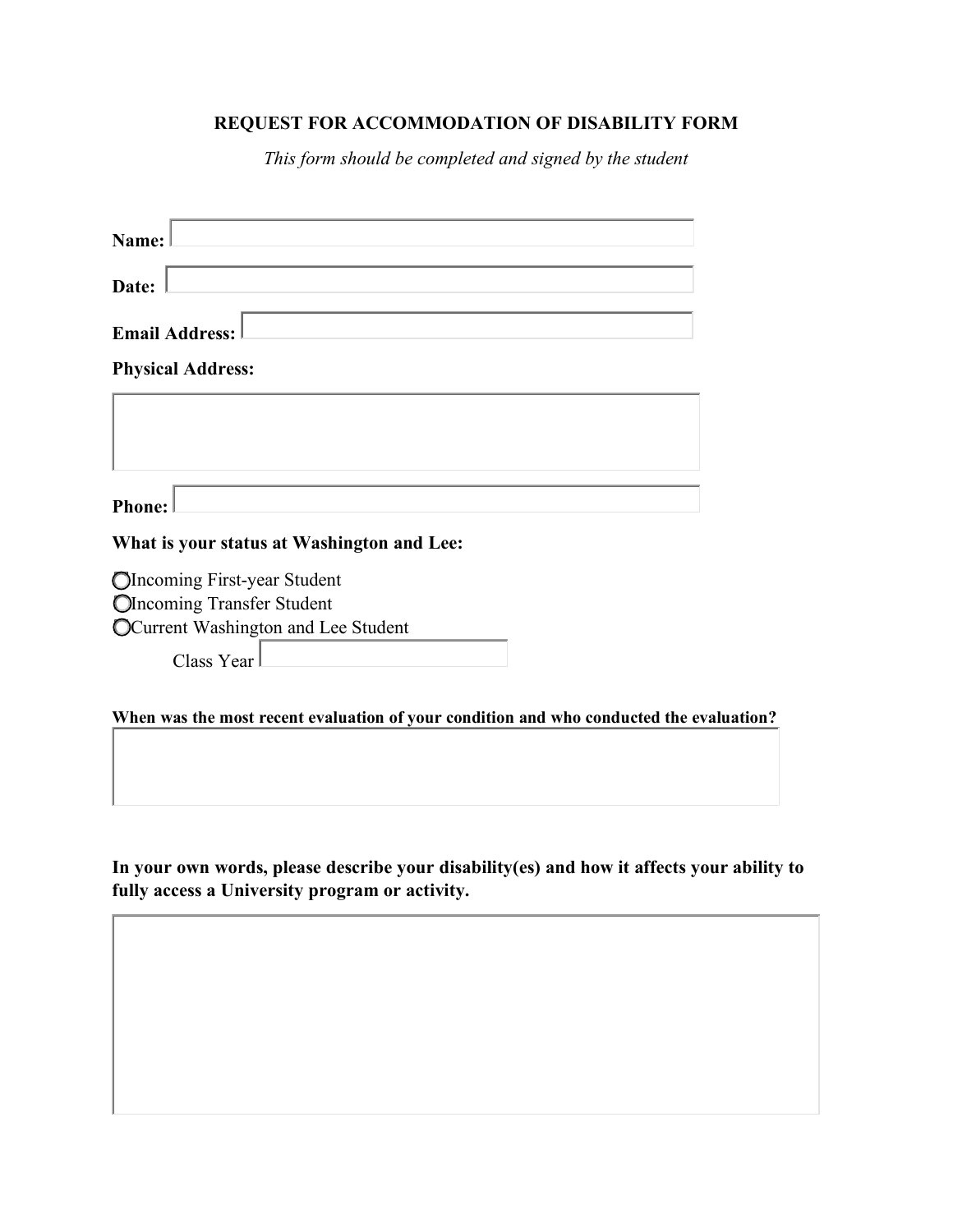# REQUEST FOR ACCOMMODATION OF DISABILITY FORM

*This form should be completed and signed by the student*

**Name:**

**Date:**

**Email Address:**

**Physical Address:**

**Phone:**

**What is your status at Washington and Lee:**

- ◯ Incoming First-year Student
- ◯ Incoming Transfer Student
- ◯ Current Washington and Lee Student

  Class Year

**When was the most recent evaluation of your condition and who conducted the evaluation?**

**In your own words, please describe your disability(es) and how it affects your ability to fully access a University program or activity.**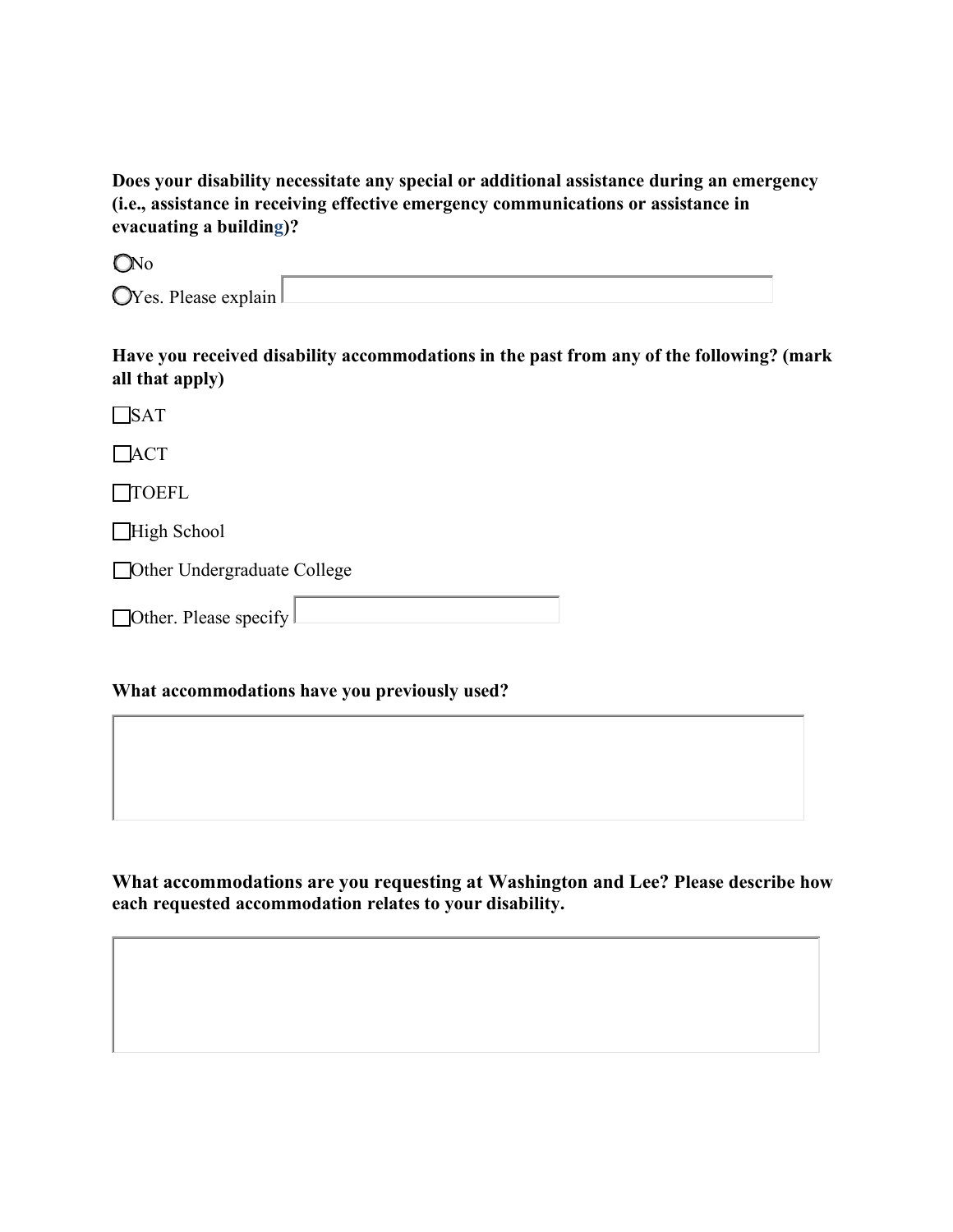**Does your disability necessitate any special or additional assistance during an emergency (i.e., assistance in receiving effective emergency communications or assistance in evacuating a building)?**

○ No

○ Yes. Please explain ______________________

**Have you received disability accommodations in the past from any of the following? (mark all that apply)**

☐ SAT

☐ ACT

☐ TOEFL

☐ High School

☐ Other Undergraduate College

☐ Other. Please specify ______________________

**What accommodations have you previously used?**

______________________

**What accommodations are you requesting at Washington and Lee? Please describe how each requested accommodation relates to your disability.**

______________________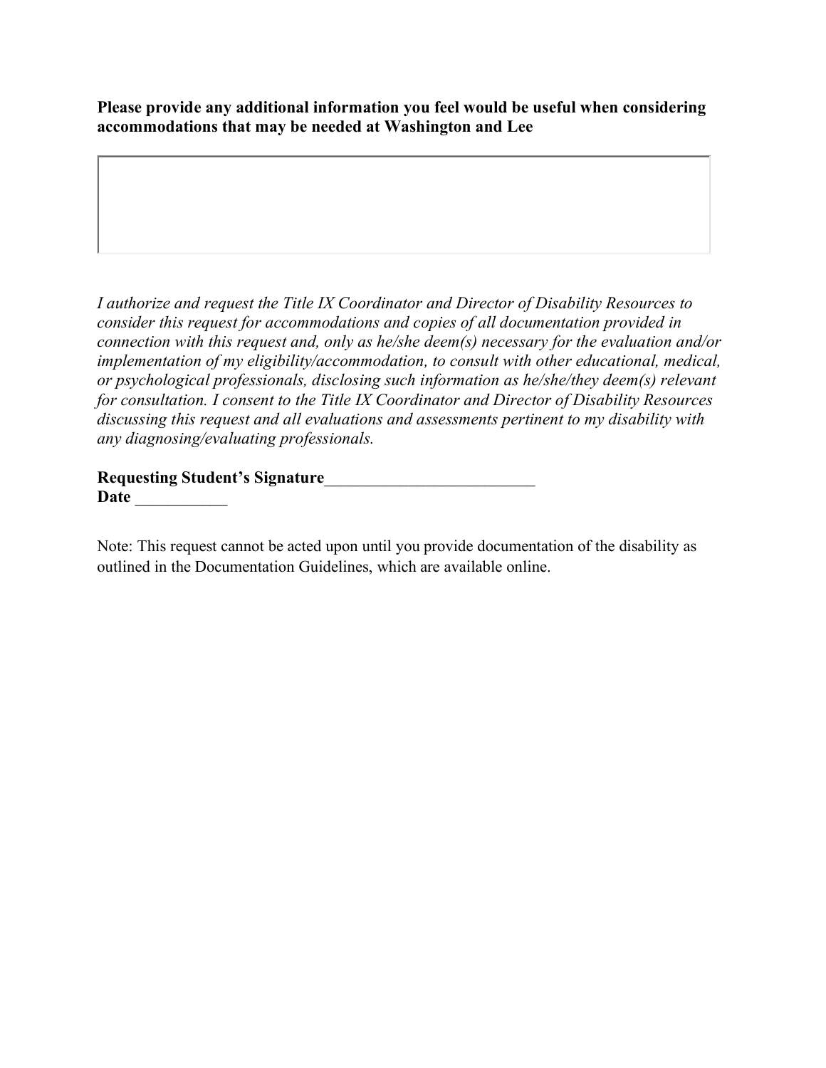**Please provide any additional information you feel would be useful when considering accommodations that may be needed at Washington and Lee**

*I authorize and request the Title IX Coordinator and Director of Disability Resources to consider this request for accommodations and copies of all documentation provided in connection with this request and, only as he/she deem(s) necessary for the evaluation and/or implementation of my eligibility/accommodation, to consult with other educational, medical, or psychological professionals, disclosing such information as he/she/they deem(s) relevant for consultation. I consent to the Title IX Coordinator and Director of Disability Resources discussing this request and all evaluations and assessments pertinent to my disability with any diagnosing/evaluating professionals.*

**Requesting Student's Signature**_________________________
**Date** ___________

Note: This request cannot be acted upon until you provide documentation of the disability as outlined in the Documentation Guidelines, which are available online.